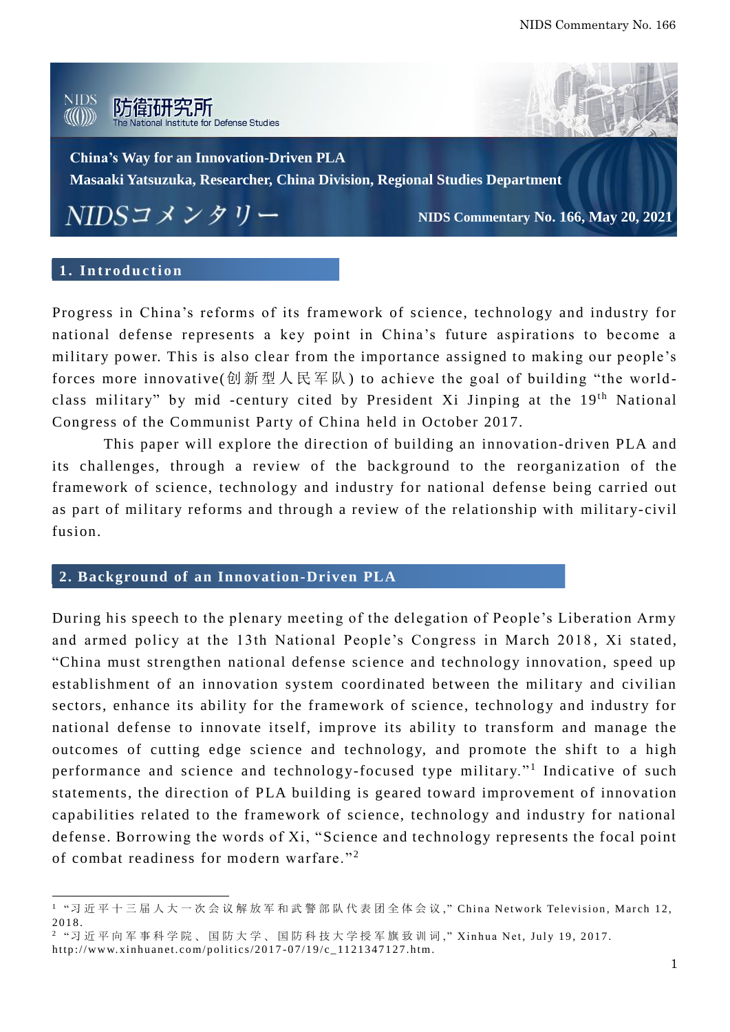防衛研究所

The National Institute for Defense Studies

**China's Way for an Innovation-Driven PLA**

**Masaaki Yatsuzuka, Researcher, China Division, Regional Studies Department**

NIDSコメンタリー

**NIDS Commentary No. 166, May 20, 2021**

## 1. Introduction

Progress in China's reforms of its framework of science, technology and industry for national defense represents a key point in China's future aspirations to become a military power. This is also clear from the importance assigned to making our people's forces more innovative(创新型人民军队) to achieve the goal of building "the world-class military" by mid -century cited by President Xi Jinping at the 19th National Congress of the Communist Party of China held in October 2017.

This paper will explore the direction of building an innovation-driven PLA and its challenges, through a review of the background to the reorganization of the framework of science, technology and industry for national defense being carried out as part of military reforms and through a review of the relationship with military-civil fusion.

## 2. Background of an Innovation-Driven PLA

During his speech to the plenary meeting of the delegation of People's Liberation Army and armed policy at the 13th National People's Congress in March 2018, Xi stated, "China must strengthen national defense science and technology innovation, speed up establishment of an innovation system coordinated between the military and civilian sectors, enhance its ability for the framework of science, technology and industry for national defense to innovate itself, improve its ability to transform and manage the outcomes of cutting edge science and technology, and promote the shift to a high performance and science and technology-focused type military."[1] Indicative of such statements, the direction of PLA building is geared toward improvement of innovation capabilities related to the framework of science, technology and industry for national defense. Borrowing the words of Xi, "Science and technology represents the focal point of combat readiness for modern warfare."[2]

---

[1] "习近平十三届人大一次会议解放军和武警部队代表团全体会议," China Network Television, March 12, 2018.

[2] "习近平向军事科学院、国防大学、国防科技大学授军旗致训词," Xinhua Net, July 19, 2017. http://www.xinhuanet.com/politics/2017-07/19/c_1121347127.htm.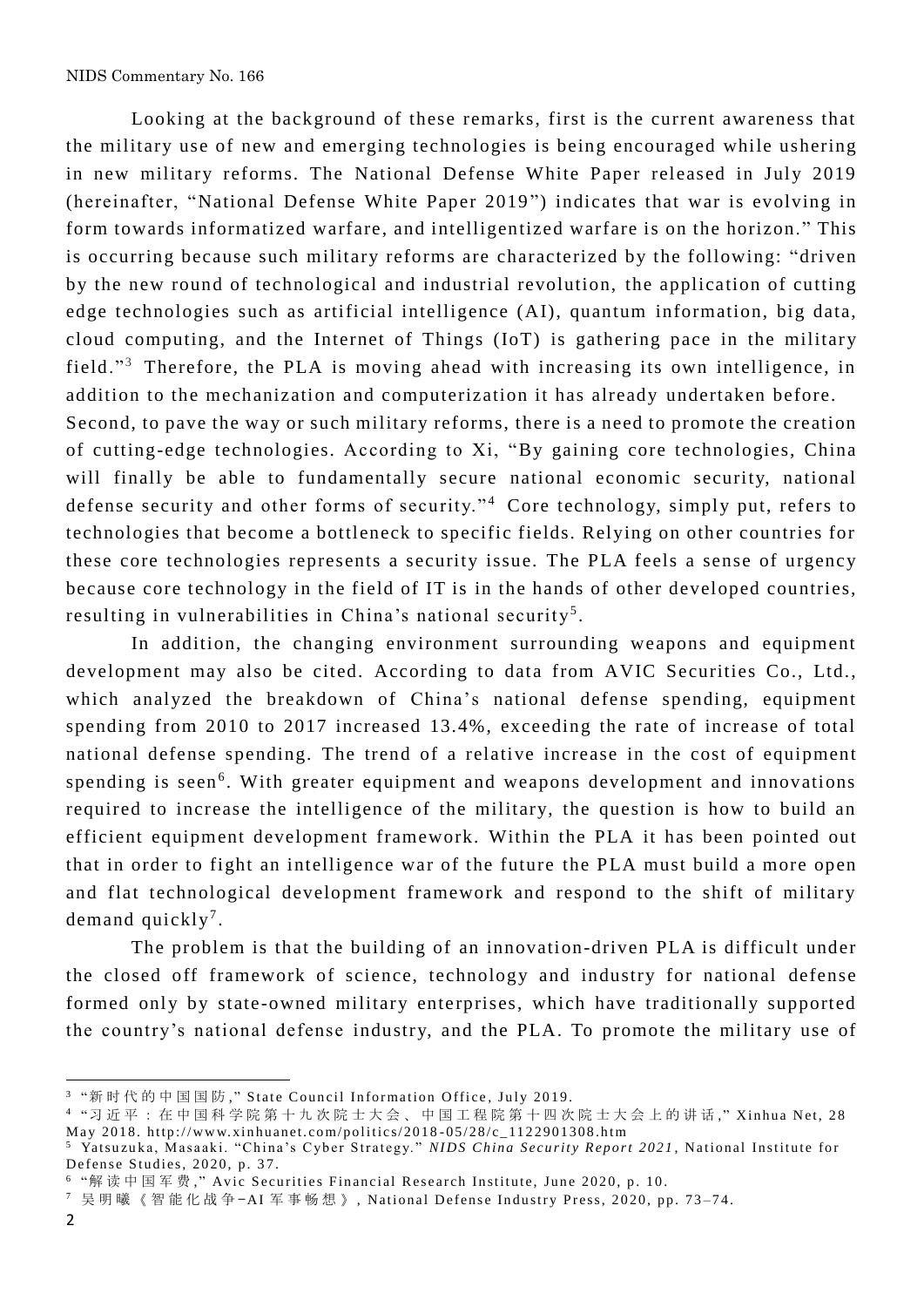Looking at the background of these remarks, first is the current awareness that the military use of new and emerging technologies is being encouraged while ushering in new military reforms. The National Defense White Paper released in July 2019 (hereinafter, "National Defense White Paper 2019") indicates that war is evolving in form towards informatized warfare, and intelligentized warfare is on the horizon." This is occurring because such military reforms are characterized by the following: "driven by the new round of technological and industrial revolution, the application of cutting edge technologies such as artificial intelligence (AI), quantum information, big data, cloud computing, and the Internet of Things (IoT) is gathering pace in the military field."[3] Therefore, the PLA is moving ahead with increasing its own intelligence, in addition to the mechanization and computerization it has already undertaken before.

Second, to pave the way or such military reforms, there is a need to promote the creation of cutting-edge technologies. According to Xi, "By gaining core technologies, China will finally be able to fundamentally secure national economic security, national defense security and other forms of security."[4] Core technology, simply put, refers to technologies that become a bottleneck to specific fields. Relying on other countries for these core technologies represents a security issue. The PLA feels a sense of urgency because core technology in the field of IT is in the hands of other developed countries, resulting in vulnerabilities in China's national security[5].

In addition, the changing environment surrounding weapons and equipment development may also be cited. According to data from AVIC Securities Co., Ltd., which analyzed the breakdown of China's national defense spending, equipment spending from 2010 to 2017 increased 13.4%, exceeding the rate of increase of total national defense spending. The trend of a relative increase in the cost of equipment spending is seen[6]. With greater equipment and weapons development and innovations required to increase the intelligence of the military, the question is how to build an efficient equipment development framework. Within the PLA it has been pointed out that in order to fight an intelligence war of the future the PLA must build a more open and flat technological development framework and respond to the shift of military demand quickly[7].

The problem is that the building of an innovation-driven PLA is difficult under the closed off framework of science, technology and industry for national defense formed only by state-owned military enterprises, which have traditionally supported the country's national defense industry, and the PLA. To promote the military use of

---

[3] "新时代的中国国防," State Council Information Office, July 2019.

[4] "习近平：在中国科学院第十九次院士大会、中国工程院第十四次院士大会上的讲话," Xinhua Net, 28 May 2018. http://www.xinhuanet.com/politics/2018-05/28/c_1122901308.htm

[5] Yatsuzuka, Masaaki. "China's Cyber Strategy." *NIDS China Security Report 2021*, National Institute for Defense Studies, 2020, p. 37.

[6] "解读中国军费," Avic Securities Financial Research Institute, June 2020, p. 10.

[7] 吴明曦《智能化战争−AI 军事畅想》, National Defense Industry Press, 2020, pp. 73–74.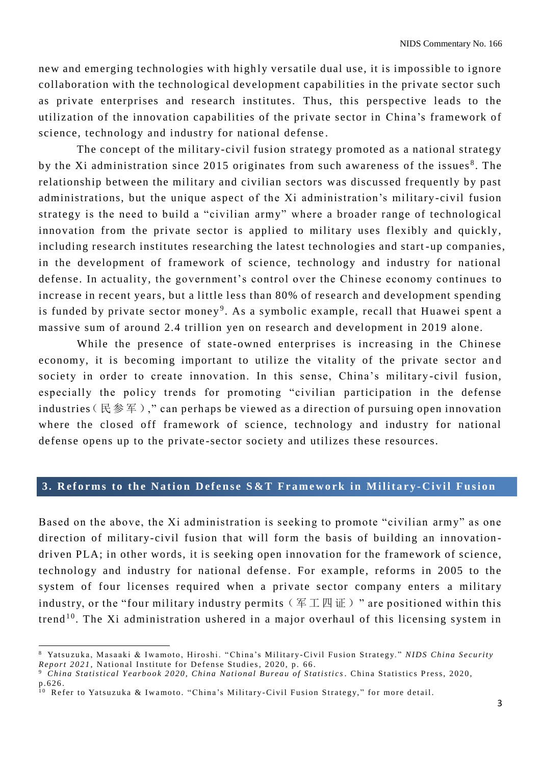new and emerging technologies with highly versatile dual use, it is impossible to ignore collaboration with the technological development capabilities in the private sector such as private enterprises and research institutes. Thus, this perspective leads to the utilization of the innovation capabilities of the private sector in China's framework of science, technology and industry for national defense.

The concept of the military-civil fusion strategy promoted as a national strategy by the Xi administration since 2015 originates from such awareness of the issues[8]. The relationship between the military and civilian sectors was discussed frequently by past administrations, but the unique aspect of the Xi administration's military-civil fusion strategy is the need to build a "civilian army" where a broader range of technological innovation from the private sector is applied to military uses flexibly and quickly, including research institutes researching the latest technologies and start-up companies, in the development of framework of science, technology and industry for national defense. In actuality, the government's control over the Chinese economy continues to increase in recent years, but a little less than 80% of research and development spending is funded by private sector money[9]. As a symbolic example, recall that Huawei spent a massive sum of around 2.4 trillion yen on research and development in 2019 alone.

While the presence of state-owned enterprises is increasing in the Chinese economy, it is becoming important to utilize the vitality of the private sector and society in order to create innovation. In this sense, China's military-civil fusion, especially the policy trends for promoting "civilian participation in the defense industries（民参军）," can perhaps be viewed as a direction of pursuing open innovation where the closed off framework of science, technology and industry for national defense opens up to the private-sector society and utilizes these resources.

## 3. Reforms to the Nation Defense S&T Framework in Military-Civil Fusion

Based on the above, the Xi administration is seeking to promote "civilian army" as one direction of military-civil fusion that will form the basis of building an innovation-driven PLA; in other words, it is seeking open innovation for the framework of science, technology and industry for national defense. For example, reforms in 2005 to the system of four licenses required when a private sector company enters a military industry, or the "four military industry permits（军工四证）" are positioned within this trend[10]. The Xi administration ushered in a major overhaul of this licensing system in

---

[8] Yatsuzuka, Masaaki & Iwamoto, Hiroshi. "China's Military-Civil Fusion Strategy." *NIDS China Security Report 2021*, National Institute for Defense Studies, 2020, p. 66.

[9] *China Statistical Yearbook 2020, China National Bureau of Statistics*. China Statistics Press, 2020, p.626.

[10] Refer to Yatsuzuka & Iwamoto. "China's Military-Civil Fusion Strategy," for more detail.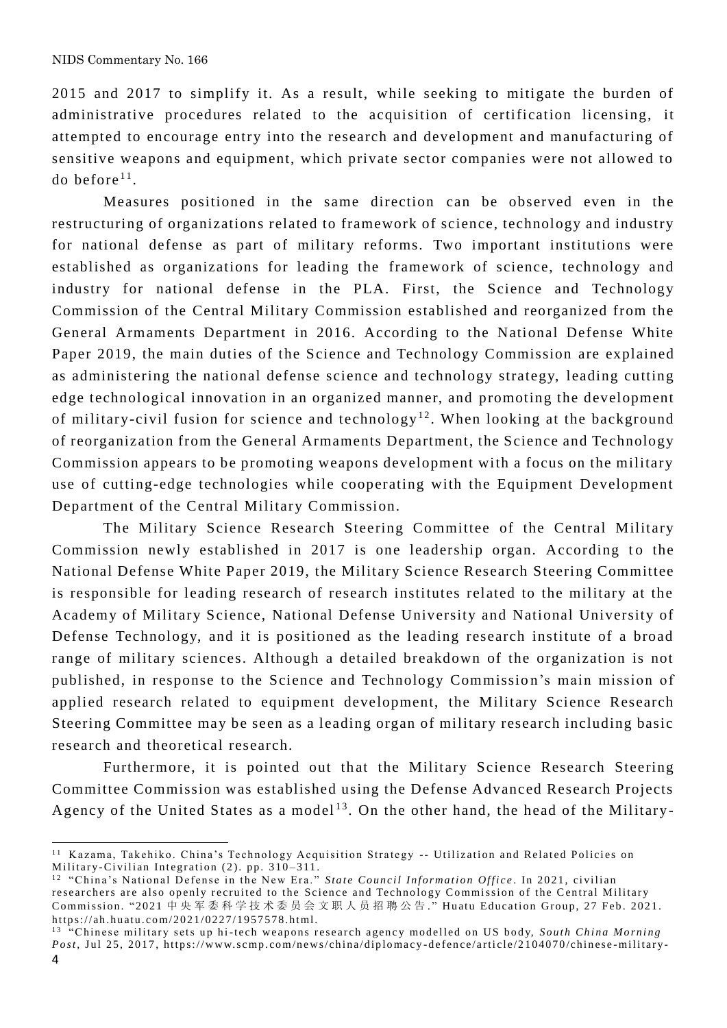2015 and 2017 to simplify it. As a result, while seeking to mitigate the burden of administrative procedures related to the acquisition of certification licensing, it attempted to encourage entry into the research and development and manufacturing of sensitive weapons and equipment, which private sector companies were not allowed to do before[11].

Measures positioned in the same direction can be observed even in the restructuring of organizations related to framework of science, technology and industry for national defense as part of military reforms. Two important institutions were established as organizations for leading the framework of science, technology and industry for national defense in the PLA. First, the Science and Technology Commission of the Central Military Commission established and reorganized from the General Armaments Department in 2016. According to the National Defense White Paper 2019, the main duties of the Science and Technology Commission are explained as administering the national defense science and technology strategy, leading cutting edge technological innovation in an organized manner, and promoting the development of military-civil fusion for science and technology[12]. When looking at the background of reorganization from the General Armaments Department, the Science and Technology Commission appears to be promoting weapons development with a focus on the military use of cutting-edge technologies while cooperating with the Equipment Development Department of the Central Military Commission.

The Military Science Research Steering Committee of the Central Military Commission newly established in 2017 is one leadership organ. According to the National Defense White Paper 2019, the Military Science Research Steering Committee is responsible for leading research of research institutes related to the military at the Academy of Military Science, National Defense University and National University of Defense Technology, and it is positioned as the leading research institute of a broad range of military sciences. Although a detailed breakdown of the organization is not published, in response to the Science and Technology Commission's main mission of applied research related to equipment development, the Military Science Research Steering Committee may be seen as a leading organ of military research including basic research and theoretical research.

Furthermore, it is pointed out that the Military Science Research Steering Committee Commission was established using the Defense Advanced Research Projects Agency of the United States as a model[13]. On the other hand, the head of the Military-

---

[11] Kazama, Takehiko. China's Technology Acquisition Strategy -- Utilization and Related Policies on Military-Civilian Integration (2). pp. 310–311.

[12] "China's National Defense in the New Era." *State Council Information Office*. In 2021, civilian researchers are also openly recruited to the Science and Technology Commission of the Central Military Commission. "2021 中央军委科学技术委员会文职人员招聘公告." Huatu Education Group, 27 Feb. 2021. https://ah.huatu.com/2021/0227/1957578.html.

[13] "Chinese military sets up hi-tech weapons research agency modelled on US body, *South China Morning Post*, Jul 25, 2017, https://www.scmp.com/news/china/diplomacy-defence/article/2104070/chinese-military-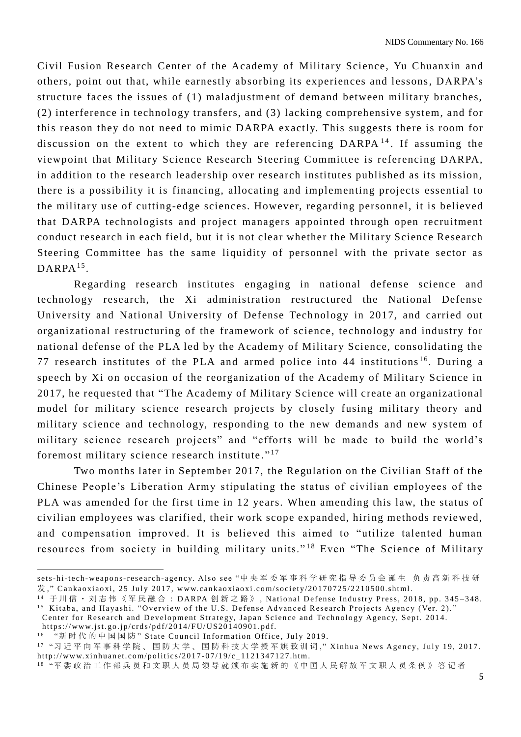Civil Fusion Research Center of the Academy of Military Science, Yu Chuanxin and others, point out that, while earnestly absorbing its experiences and lessons, DARPA's structure faces the issues of (1) maladjustment of demand between military branches, (2) interference in technology transfers, and (3) lacking comprehensive system, and for this reason they do not need to mimic DARPA exactly. This suggests there is room for discussion on the extent to which they are referencing DARPA[14]. If assuming the viewpoint that Military Science Research Steering Committee is referencing DARPA, in addition to the research leadership over research institutes published as its mission, there is a possibility it is financing, allocating and implementing projects essential to the military use of cutting-edge sciences. However, regarding personnel, it is believed that DARPA technologists and project managers appointed through open recruitment conduct research in each field, but it is not clear whether the Military Science Research Steering Committee has the same liquidity of personnel with the private sector as DARPA[15].

Regarding research institutes engaging in national defense science and technology research, the Xi administration restructured the National Defense University and National University of Defense Technology in 2017, and carried out organizational restructuring of the framework of science, technology and industry for national defense of the PLA led by the Academy of Military Science, consolidating the 77 research institutes of the PLA and armed police into 44 institutions[16]. During a speech by Xi on occasion of the reorganization of the Academy of Military Science in 2017, he requested that "The Academy of Military Science will create an organizational model for military science research projects by closely fusing military theory and military science and technology, responding to the new demands and new system of military science research projects" and "efforts will be made to build the world's foremost military science research institute."[17]

Two months later in September 2017, the Regulation on the Civilian Staff of the Chinese People's Liberation Army stipulating the status of civilian employees of the PLA was amended for the first time in 12 years. When amending this law, the status of civilian employees was clarified, their work scope expanded, hiring methods reviewed, and compensation improved. It is believed this aimed to "utilize talented human resources from society in building military units."[18] Even "The Science of Military

---

sets-hi-tech-weapons-research-agency. Also see "中央军委军事科学研究指导委员会诞生 负责高新科技研发," Cankaoxiaoxi, 25 July 2017, www.cankaoxiaoxi.com/society/20170725/2210500.shtml.

[14] 于川信・刘志伟《军民融合：DARPA 创新之路》, National Defense Industry Press, 2018, pp. 345–348.

[15] Kitaba, and Hayashi. "Overview of the U.S. Defense Advanced Research Projects Agency (Ver. 2)." Center for Research and Development Strategy, Japan Science and Technology Agency, Sept. 2014. https://www.jst.go.jp/crds/pdf/2014/FU/US20140901.pdf.

[16] "新时代的中国国防" State Council Information Office, July 2019.

[17] "习近平向军事科学院、国防大学、国防科技大学授军旗致训词," Xinhua News Agency, July 19, 2017. http://www.xinhuanet.com/politics/2017-07/19/c_1121347127.htm.

[18] "军委政治工作部兵员和文职人员局领导就颁布实施新的《中国人民解放军文职人员条例》答记者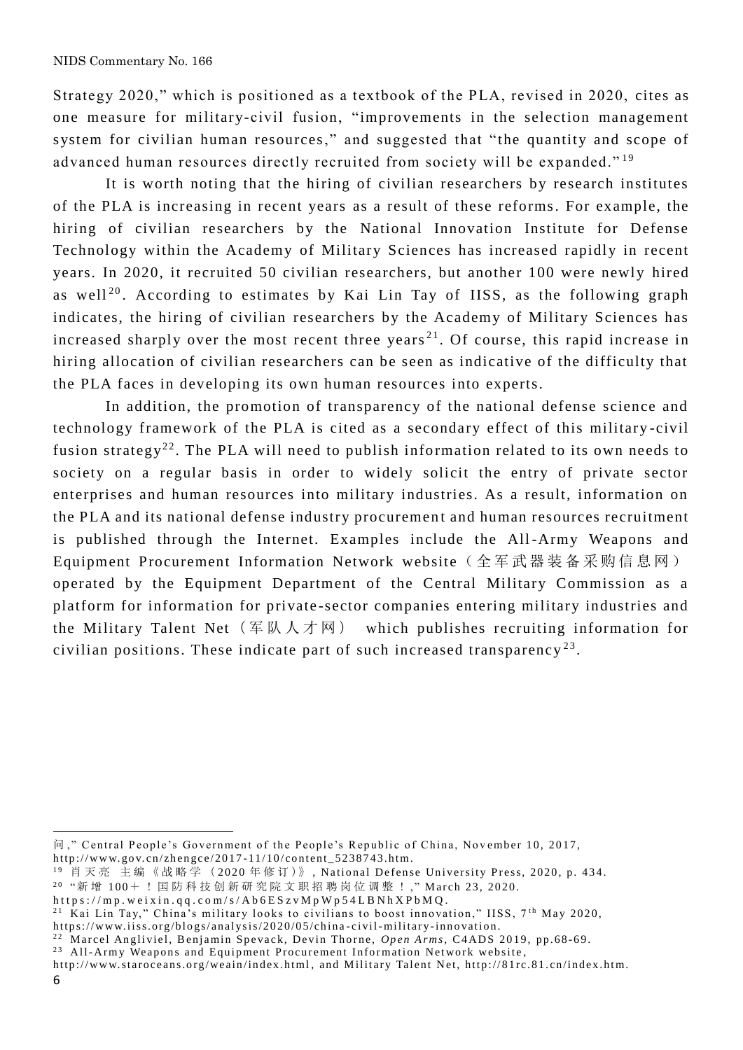Strategy 2020," which is positioned as a textbook of the PLA, revised in 2020, cites as one measure for military-civil fusion, "improvements in the selection management system for civilian human resources," and suggested that "the quantity and scope of advanced human resources directly recruited from society will be expanded."[19]

It is worth noting that the hiring of civilian researchers by research institutes of the PLA is increasing in recent years as a result of these reforms. For example, the hiring of civilian researchers by the National Innovation Institute for Defense Technology within the Academy of Military Sciences has increased rapidly in recent years. In 2020, it recruited 50 civilian researchers, but another 100 were newly hired as well[20]. According to estimates by Kai Lin Tay of IISS, as the following graph indicates, the hiring of civilian researchers by the Academy of Military Sciences has increased sharply over the most recent three years[21]. Of course, this rapid increase in hiring allocation of civilian researchers can be seen as indicative of the difficulty that the PLA faces in developing its own human resources into experts.

In addition, the promotion of transparency of the national defense science and technology framework of the PLA is cited as a secondary effect of this military-civil fusion strategy[22]. The PLA will need to publish information related to its own needs to society on a regular basis in order to widely solicit the entry of private sector enterprises and human resources into military industries. As a result, information on the PLA and its national defense industry procurement and human resources recruitment is published through the Internet. Examples include the All-Army Weapons and Equipment Procurement Information Network website（全军武器装备采购信息网）operated by the Equipment Department of the Central Military Commission as a platform for information for private-sector companies entering military industries and the Military Talent Net（军队人才网） which publishes recruiting information for civilian positions. These indicate part of such increased transparency[23].

---

问," Central People's Government of the People's Republic of China, November 10, 2017, http://www.gov.cn/zhengce/2017-11/10/content_5238743.htm.

[19] 肖天亮 主编《战略学（2020年修订）》, National Defense University Press, 2020, p. 434.

[20] "新增 100＋！国防科技创新研究院文职招聘岗位调整！," March 23, 2020. https://mp.weixin.qq.com/s/Ab6ESzvMpWp54LBNhXPbMQ.

[21] Kai Lin Tay," China's military looks to civilians to boost innovation," IISS, 7th May 2020, https://www.iiss.org/blogs/analysis/2020/05/china-civil-military-innovation.

[22] Marcel Angliviel, Benjamin Spevack, Devin Thorne, *Open Arms*, C4ADS 2019, pp.68-69.

[23] All-Army Weapons and Equipment Procurement Information Network website, http://www.staroceans.org/weain/index.html, and Military Talent Net, http://81rc.81.cn/index.htm.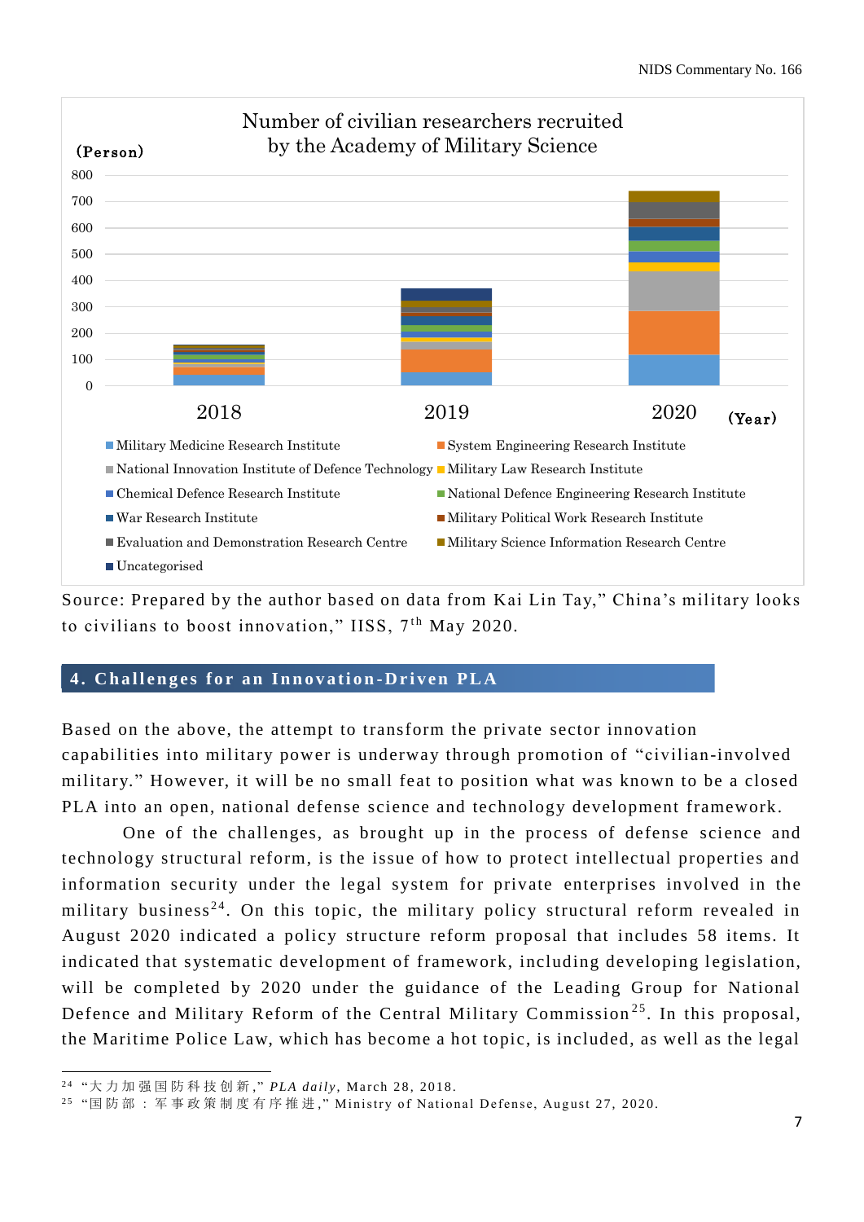Number of civilian researchers recruited by the Academy of Military Science

(Person)

800
700
600
500
400
300
200
100
0

2018 2019 2020 (Year)

- Military Medicine Research Institute
- System Engineering Research Institute
- National Innovation Institute of Defence Technology
- Military Law Research Institute
- Chemical Defence Research Institute
- National Defence Engineering Research Institute
- War Research Institute
- Military Political Work Research Institute
- Evaluation and Demonstration Research Centre
- Military Science Information Research Centre
- Uncategorised

Source: Prepared by the author based on data from Kai Lin Tay," China's military looks to civilians to boost innovation," IISS, 7th May 2020.

## 4. Challenges for an Innovation-Driven PLA

Based on the above, the attempt to transform the private sector innovation capabilities into military power is underway through promotion of "civilian-involved military." However, it will be no small feat to position what was known to be a closed PLA into an open, national defense science and technology development framework.

One of the challenges, as brought up in the process of defense science and technology structural reform, is the issue of how to protect intellectual properties and information security under the legal system for private enterprises involved in the military business[24]. On this topic, the military policy structural reform revealed in August 2020 indicated a policy structure reform proposal that includes 58 items. It indicated that systematic development of framework, including developing legislation, will be completed by 2020 under the guidance of the Leading Group for National Defence and Military Reform of the Central Military Commission[25]. In this proposal, the Maritime Police Law, which has become a hot topic, is included, as well as the legal

---

[24] "大力加强国防科技创新," *PLA daily*, March 28, 2018.

[25] "国防部：军事政策制度有序推进," Ministry of National Defense, August 27, 2020.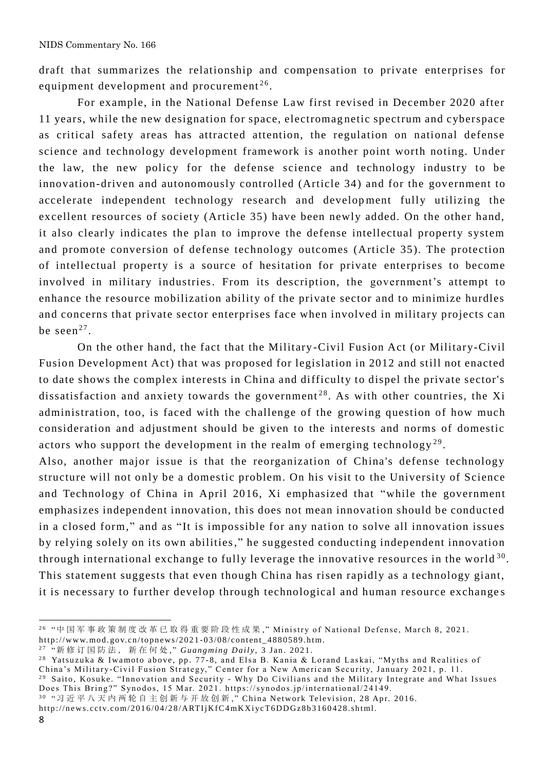draft that summarizes the relationship and compensation to private enterprises for equipment development and procurement[26].

For example, in the National Defense Law first revised in December 2020 after 11 years, while the new designation for space, electromagnetic spectrum and cyberspace as critical safety areas has attracted attention, the regulation on national defense science and technology development framework is another point worth noting. Under the law, the new policy for the defense science and technology industry to be innovation-driven and autonomously controlled (Article 34) and for the government to accelerate independent technology research and development fully utilizing the excellent resources of society (Article 35) have been newly added. On the other hand, it also clearly indicates the plan to improve the defense intellectual property system and promote conversion of defense technology outcomes (Article 35). The protection of intellectual property is a source of hesitation for private enterprises to become involved in military industries. From its description, the government's attempt to enhance the resource mobilization ability of the private sector and to minimize hurdles and concerns that private sector enterprises face when involved in military projects can be seen[27].

On the other hand, the fact that the Military-Civil Fusion Act (or Military-Civil Fusion Development Act) that was proposed for legislation in 2012 and still not enacted to date shows the complex interests in China and difficulty to dispel the private sector's dissatisfaction and anxiety towards the government[28]. As with other countries, the Xi administration, too, is faced with the challenge of the growing question of how much consideration and adjustment should be given to the interests and norms of domestic actors who support the development in the realm of emerging technology[29].

Also, another major issue is that the reorganization of China's defense technology structure will not only be a domestic problem. On his visit to the University of Science and Technology of China in April 2016, Xi emphasized that "while the government emphasizes independent innovation, this does not mean innovation should be conducted in a closed form," and as "It is impossible for any nation to solve all innovation issues by relying solely on its own abilities," he suggested conducting independent innovation through international exchange to fully leverage the innovative resources in the world[30]. This statement suggests that even though China has risen rapidly as a technology giant, it is necessary to further develop through technological and human resource exchanges

---

[26] "中国军事政策制度改革已取得重要阶段性成果," Ministry of National Defense, March 8, 2021. http://www.mod.gov.cn/topnews/2021-03/08/content_4880589.htm.

[27] "新修订国防法，新在何处," *Guangming Daily*, 3 Jan. 2021.

[28] Yatsuzuka & Iwamoto above, pp. 77-8, and Elsa B. Kania & Lorand Laskai, "Myths and Realities of China's Military-Civil Fusion Strategy," Center for a New American Security, January 2021, p. 11.

[29] Saito, Kosuke. "Innovation and Security - Why Do Civilians and the Military Integrate and What Issues Does This Bring?" Synodos, 15 Mar. 2021. https://synodos.jp/international/24149.

[30] "习近平八天内两轮自主创新与开放创新," China Network Television, 28 Apr. 2016. http://news.cctv.com/2016/04/28/ARTIjKfC4mKXiycT6DDGz8b3160428.shtml.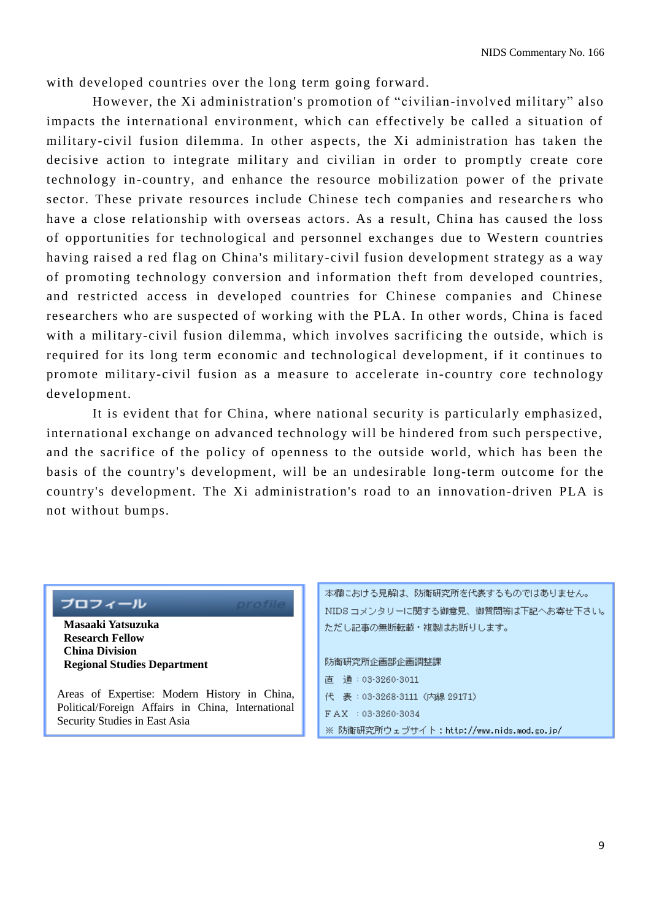with developed countries over the long term going forward.

However, the Xi administration's promotion of "civilian-involved military" also impacts the international environment, which can effectively be called a situation of military-civil fusion dilemma. In other aspects, the Xi administration has taken the decisive action to integrate military and civilian in order to promptly create core technology in-country, and enhance the resource mobilization power of the private sector. These private resources include Chinese tech companies and researchers who have a close relationship with overseas actors. As a result, China has caused the loss of opportunities for technological and personnel exchanges due to Western countries having raised a red flag on China's military-civil fusion development strategy as a way of promoting technology conversion and information theft from developed countries, and restricted access in developed countries for Chinese companies and Chinese researchers who are suspected of working with the PLA. In other words, China is faced with a military-civil fusion dilemma, which involves sacrificing the outside, which is required for its long term economic and technological development, if it continues to promote military-civil fusion as a measure to accelerate in-country core technology development.

It is evident that for China, where national security is particularly emphasized, international exchange on advanced technology will be hindered from such perspective, and the sacrifice of the policy of openness to the outside world, which has been the basis of the country's development, will be an undesirable long-term outcome for the country's development. The Xi administration's road to an innovation-driven PLA is not without bumps.

**プロフィール** profile

**Masaaki Yatsuzuka**
**Research Fellow**
**China Division**
**Regional Studies Department**

Areas of Expertise: Modern History in China, Political/Foreign Affairs in China, International Security Studies in East Asia

本欄における見解は、防衛研究所を代表するものではありません。
NIDS コメンタリーに関する御意見、御質問等は下記へお寄せ下さい。
ただし記事の無断転載・複製はお断りします。

防衛研究所企画部企画調整課
直　通：03-3260-3011
代　表：03-3268-3111（内線 29171）
FAX　：03-3260-3034
※ 防衛研究所ウェブサイト：http://www.nids.mod.go.jp/